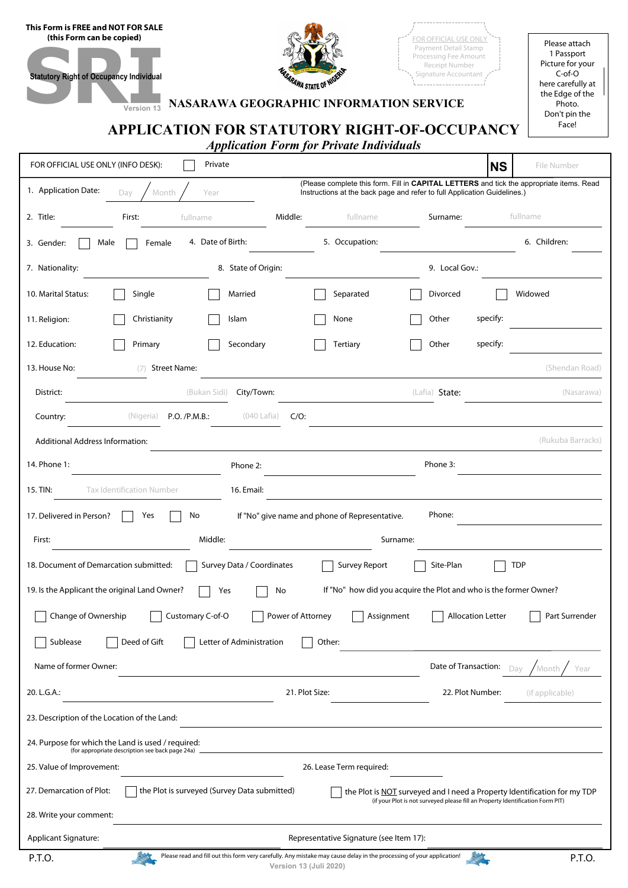This Form is FREE and NOT FOR SALE
(this Form can be copied)

**SRI**
Statutory Right of Occupancy Individual
Version 13

FOR OFFICIAL USE ONLY
Payment Detail Stamp
Processing Fee Amount
Receipt Number
Signature Accountant

Please attach 1 Passport Picture for your C-of-O here carefully at the Edge of the Photo. Don't pin the Face!

NASARAWA STATE OF NIGERIA

# NASARAWA GEOGRAPHIC INFORMATION SERVICE

# APPLICATION FOR STATUTORY RIGHT-OF-OCCUPANCY

***Application Form for Private Individuals***

FOR OFFICIAL USE ONLY (INFO DESK): ☐ Private **NS** File Number

1. Application Date: Day / Month / Year

(Please complete this form. Fill in **CAPITAL LETTERS** and tick the appropriate items. Read Instructions at the back page and refer to full Application Guidelines.)

2. Title: ______ First: fullname Middle: fullname Surname: fullname

3. Gender: ☐ Male ☐ Female 4. Date of Birth: ______ 5. Occupation: ______ 6. Children: ______

7. Nationality: ______ 8. State of Origin: ______ 9. Local Gov.: ______

10. Marital Status: ☐ Single ☐ Married ☐ Separated ☐ Divorced ☐ Widowed

11. Religion: ☐ Christianity ☐ Islam ☐ None ☐ Other specify: ______

12. Education: ☐ Primary ☐ Secondary ☐ Tertiary ☐ Other specify: ______

13. House No: (7) Street Name: (Shendan Road)

District: (Bukan Sidi) City/Town: (Lafia) State: (Nasarawa)

Country: (Nigeria) P.O. /P.M.B.: (040 Lafia) C/O: ______

Additional Address Information: (Rukuba Barracks)

14. Phone 1: ______ Phone 2: ______ Phone 3: ______

15. TIN: Tax Identification Number 16. Email: ______

17. Delivered in Person? ☐ Yes ☐ No If "No" give name and phone of Representative. Phone: ______

First: ______ Middle: ______ Surname: ______

18. Document of Demarcation submitted: ☐ Survey Data / Coordinates ☐ Survey Report ☐ Site-Plan ☐ TDP

19. Is the Applicant the original Land Owner? ☐ Yes ☐ No If "No" how did you acquire the Plot and who is the former Owner?

☐ Change of Ownership ☐ Customary C-of-O ☐ Power of Attorney ☐ Assignment ☐ Allocation Letter ☐ Part Surrender

☐ Sublease ☐ Deed of Gift ☐ Letter of Administration ☐ Other: ______

Name of former Owner: ______ Date of Transaction: Day / Month / Year

20. L.G.A.: ______ 21. Plot Size: ______ 22. Plot Number: (if applicable)

23. Description of the Location of the Land: ______

24. Purpose for which the Land is used / required: ______
(for appropriate description see back page 24a)

25. Value of Improvement: ______ 26. Lease Term required: ______

27. Demarcation of Plot: ☐ the Plot is surveyed (Survey Data submitted) ☐ the Plot is NOT surveyed and I need a Property Identification for my TDP
(if your Plot is not surveyed please fill an Property Identification Form PIT)

28. Write your comment: ______

Applicant Signature: ______ Representative Signature (see Item 17): ______

P.T.O. Please read and fill out this form very carefully. Any mistake may cause delay in the processing of your application! P.T.O.

Version 13 (Juli 2020)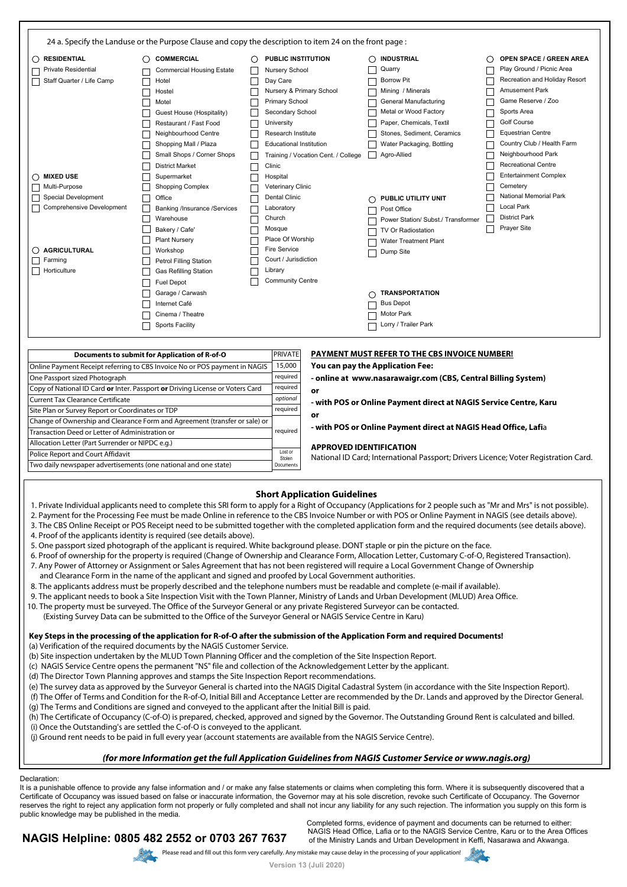24 a. Specify the Landuse or the Purpose Clause and copy the description to item 24 on the front page :

**RESIDENTIAL**
- Private Residential
- Staff Quarter / Life Camp

**MIXED USE**
- Multi-Purpose
- Special Development
- Comprehensive Development

**AGRICULTURAL**
- Farming
- Horticulture

**COMMERCIAL**
- Commercial Housing Estate
- Hotel
- Hostel
- Motel
- Guest House (Hospitality)
- Restaurant / Fast Food
- Neighbourhood Centre
- Shopping Mall / Plaza
- Small Shops / Corner Shops
- District Market
- Supermarket
- Shopping Complex
- Office
- Banking /Insurance /Services
- Warehouse
- Bakery / Cafe'
- Plant Nursery
- Workshop
- Petrol Filling Station
- Gas Refilling Station
- Fuel Depot
- Garage / Carwash
- Internet Café
- Cinema / Theatre
- Sports Facility

**PUBLIC INSTITUTION**
- Nursery School
- Day Care
- Nursery & Primary School
- Primary School
- Secondary School
- University
- Research Institute
- Educational Institution
- Training / Vocation Cent. / College
- Clinic
- Hospital
- Veterinary Clinic
- Dental Clinic
- Laboratory
- Church
- Mosque
- Place Of Worship
- Fire Service
- Court / Jurisdiction
- Library
- Community Centre

**INDUSTRIAL**
- Quarry
- Borrow Pit
- Mining / Minerals
- General Manufacturing
- Metal or Wood Factory
- Paper, Chemicals, Textil
- Stones, Sediment, Ceramics
- Water Packaging, Bottling
- Agro-Allied

**PUBLIC UTILITY UNIT**
- Post Office
- Power Station/ Subst./ Transformer
- TV Or Radiostation
- Water Treatment Plant
- Dump Site

**TRANSPORTATION**
- Bus Depot
- Motor Park
- Lorry / Trailer Park

**OPEN SPACE / GREEN AREA**
- Play Ground / Picnic Area
- Recreation and Holiday Resort
- Amusement Park
- Game Reserve / Zoo
- Sports Area
- Golf Course
- Equestrian Centre
- Country Club / Health Farm
- Neighbourhood Park
- Recreational Centre
- Entertainment Complex
- Cemetery
- National Memorial Park
- Local Park
- District Park
- Prayer Site

| Documents to submit for Application of R-of-O | PRIVATE |
|---|---|
| Online Payment Receipt referring to CBS Invoice No or POS payment in NAGIS | 15,000 |
| One Passport sized Photograph | required |
| Copy of National ID Card **or** Inter. Passport **or** Driving License or Voters Card | required |
| Current Tax Clearance Certificate | optional |
| Site Plan or Survey Report or Coordinates or TDP | required |
| Change of Ownership and Clearance Form and Agreement (transfer or sale) or Transaction Deed or Letter of Administration or | required |
| Allocation Letter (Part Surrender or NIPDC e.g.) | |
| Police Report and Court Affidavit / Two daily newspaper advertisements (one national and one state) | Lost or Stolen Documents |

**PAYMENT MUST REFER TO THE CBS INVOICE NUMBER!**

**You can pay the Application Fee:**

**- online at www.nasarawaigr.com (CBS, Central Billing System)**

**or**

**- with POS or Online Payment direct at NAGIS Service Centre, Karu**

**or**

**- with POS or Online Payment direct at NAGIS Head Office, Lafia**

**APPROVED IDENTIFICATION**

National ID Card; International Passport; Drivers Licence; Voter Registration Card.

## Short Application Guidelines

1. Private Individual applicants need to complete this SRI form to apply for a Right of Occupancy (Applications for 2 people such as "Mr and Mrs" is not possible).
2. Payment for the Processing Fee must be made Online in reference to the CBS Invoice Number or with POS or Online Payment in NAGIS (see details above).
3. The CBS Online Receipt or POS Receipt need to be submitted together with the completed application form and the required documents (see details above).
4. Proof of the applicants identity is required (see details above).
5. One passport sized photograph of the applicant is required. White background please. DONT staple or pin the picture on the face.
6. Proof of ownership for the property is required (Change of Ownership and Clearance Form, Allocation Letter, Customary C-of-O, Registered Transaction).
7. Any Power of Attorney or Assignment or Sales Agreement that has not been registered will require a Local Government Change of Ownership and Clearance Form in the name of the applicant and signed and proofed by Local Government authorities.
8. The applicants address must be properly described and the telephone numbers must be readable and complete (e-mail if available).
9. The applicant needs to book a Site Inspection Visit with the Town Planner, Ministry of Lands and Urban Development (MLUD) Area Office.
10. The property must be surveyed. The Office of the Surveyor General or any private Registered Surveyor can be contacted. (Existing Survey Data can be submitted to the Office of the Surveyor General or NAGIS Service Centre in Karu)

**Key Steps in the processing of the application for R-of-O after the submission of the Application Form and required Documents!**

(a) Verification of the required documents by the NAGIS Customer Service.
(b) Site inspection undertaken by the MLUD Town Planning Officer and the completion of the Site Inspection Report.
(c) NAGIS Service Centre opens the permanent "NS" file and collection of the Acknowledgement Letter by the applicant.
(d) The Director Town Planning approves and stamps the Site Inspection Report recommendations.
(e) The survey data as approved by the Surveyor General is charted into the NAGIS Digital Cadastral System (in accordance with the Site Inspection Report).
(f) The Offer of Terms and Condition for the R-of-O, Initial Bill and Acceptance Letter are recommended by the Dr. Lands and approved by the Director General.
(g) The Terms and Conditions are signed and conveyed to the applicant after the Initial Bill is paid.
(h) The Certificate of Occupancy (C-of-O) is prepared, checked, approved and signed by the Governor. The Outstanding Ground Rent is calculated and billed.
(i) Once the Outstanding's are settled the C-of-O is conveyed to the applicant.
(j) Ground rent needs to be paid in full every year (account statements are available from the NAGIS Service Centre).

***(for more Information get the full Application Guidelines from NAGIS Customer Service or www.nagis.org)***

Declaration:
It is a punishable offence to provide any false information and / or make any false statements or claims when completing this form. Where it is subsequently discovered that a Certificate of Occupancy was issued based on false or inaccurate information, the Governor may at his sole discretion, revoke such Certificate of Occupancy. The Governor reserves the right to reject any application form not properly or fully completed and shall not incur any liability for any such rejection. The information you supply on this form is public knowledge may be published in the media.

## NAGIS Helpline: 0805 482 2552 or 0703 267 7637

Completed forms, evidence of payment and documents can be returned to either: NAGIS Head Office, Lafia or to the NAGIS Service Centre, Karu or to the Area Offices of the Ministry Lands and Urban Development in Keffi, Nasarawa and Akwanga.

Please read and fill out this form very carefully. Any mistake may cause delay in the processing of your application!

Version 13 (Juli 2020)